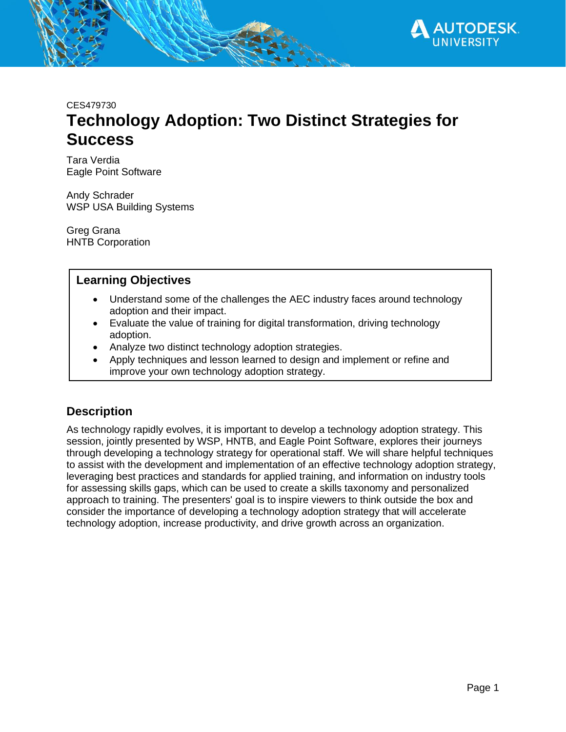CES479730

# Technology Adoption: Two Distinct Strategies for Success

Tara Verdia
Eagle Point Software

Andy Schrader
WSP USA Building Systems

Greg Grana
HNTB Corporation

## Learning Objectives

- Understand some of the challenges the AEC industry faces around technology adoption and their impact.
- Evaluate the value of training for digital transformation, driving technology adoption.
- Analyze two distinct technology adoption strategies.
- Apply techniques and lesson learned to design and implement or refine and improve your own technology adoption strategy.

## Description

As technology rapidly evolves, it is important to develop a technology adoption strategy. This session, jointly presented by WSP, HNTB, and Eagle Point Software, explores their journeys through developing a technology strategy for operational staff. We will share helpful techniques to assist with the development and implementation of an effective technology adoption strategy, leveraging best practices and standards for applied training, and information on industry tools for assessing skills gaps, which can be used to create a skills taxonomy and personalized approach to training. The presenters' goal is to inspire viewers to think outside the box and consider the importance of developing a technology adoption strategy that will accelerate technology adoption, increase productivity, and drive growth across an organization.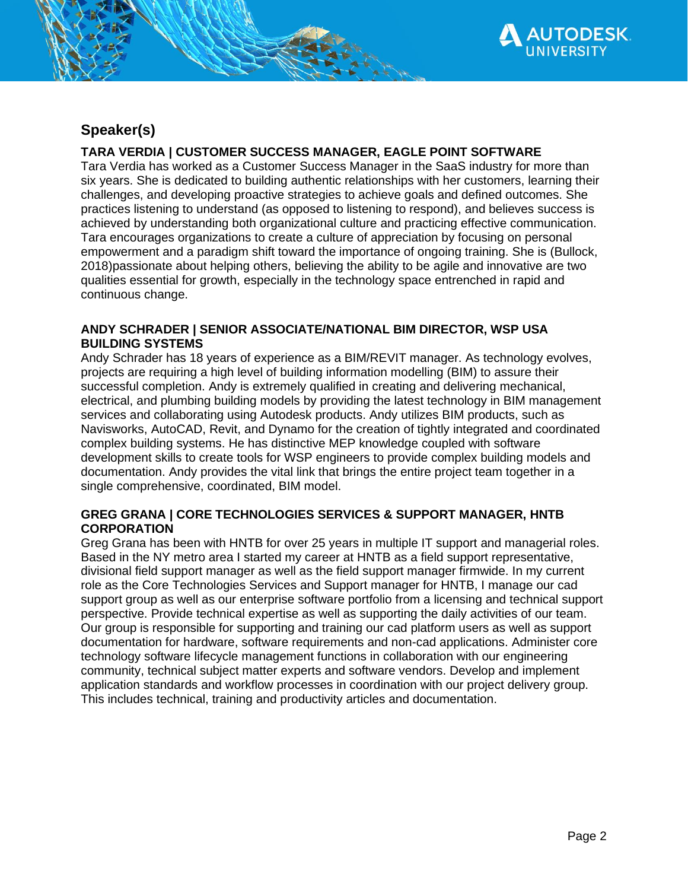## Speaker(s)

### TARA VERDIA | CUSTOMER SUCCESS MANAGER, EAGLE POINT SOFTWARE

Tara Verdia has worked as a Customer Success Manager in the SaaS industry for more than six years. She is dedicated to building authentic relationships with her customers, learning their challenges, and developing proactive strategies to achieve goals and defined outcomes. She practices listening to understand (as opposed to listening to respond), and believes success is achieved by understanding both organizational culture and practicing effective communication. Tara encourages organizations to create a culture of appreciation by focusing on personal empowerment and a paradigm shift toward the importance of ongoing training. She is (Bullock, 2018)passionate about helping others, believing the ability to be agile and innovative are two qualities essential for growth, especially in the technology space entrenched in rapid and continuous change.

### ANDY SCHRADER | SENIOR ASSOCIATE/NATIONAL BIM DIRECTOR, WSP USA BUILDING SYSTEMS

Andy Schrader has 18 years of experience as a BIM/REVIT manager. As technology evolves, projects are requiring a high level of building information modelling (BIM) to assure their successful completion. Andy is extremely qualified in creating and delivering mechanical, electrical, and plumbing building models by providing the latest technology in BIM management services and collaborating using Autodesk products. Andy utilizes BIM products, such as Navisworks, AutoCAD, Revit, and Dynamo for the creation of tightly integrated and coordinated complex building systems. He has distinctive MEP knowledge coupled with software development skills to create tools for WSP engineers to provide complex building models and documentation. Andy provides the vital link that brings the entire project team together in a single comprehensive, coordinated, BIM model.

### GREG GRANA | CORE TECHNOLOGIES SERVICES & SUPPORT MANAGER, HNTB CORPORATION

Greg Grana has been with HNTB for over 25 years in multiple IT support and managerial roles. Based in the NY metro area I started my career at HNTB as a field support representative, divisional field support manager as well as the field support manager firmwide. In my current role as the Core Technologies Services and Support manager for HNTB, I manage our cad support group as well as our enterprise software portfolio from a licensing and technical support perspective. Provide technical expertise as well as supporting the daily activities of our team. Our group is responsible for supporting and training our cad platform users as well as support documentation for hardware, software requirements and non-cad applications. Administer core technology software lifecycle management functions in collaboration with our engineering community, technical subject matter experts and software vendors. Develop and implement application standards and workflow processes in coordination with our project delivery group. This includes technical, training and productivity articles and documentation.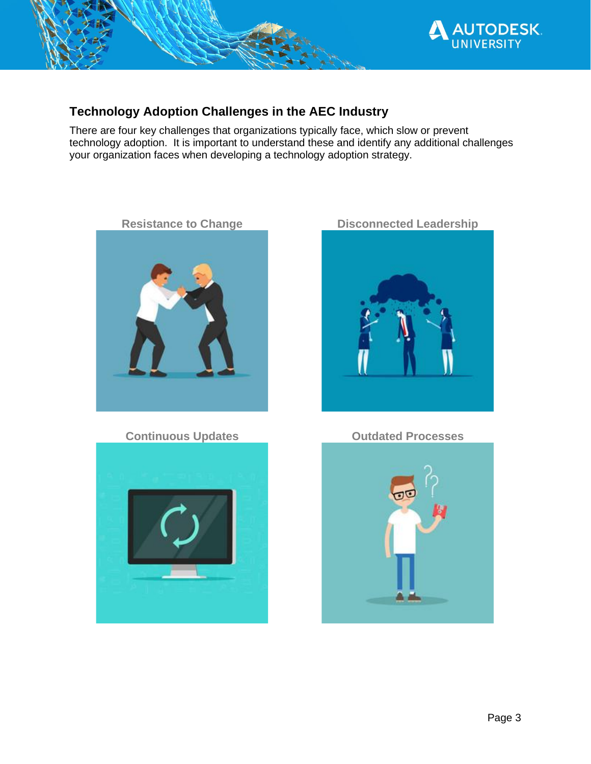## Technology Adoption Challenges in the AEC Industry

There are four key challenges that organizations typically face, which slow or prevent technology adoption. It is important to understand these and identify any additional challenges your organization faces when developing a technology adoption strategy.

**Resistance to Change**

**Disconnected Leadership**

**Continuous Updates**

**Outdated Processes**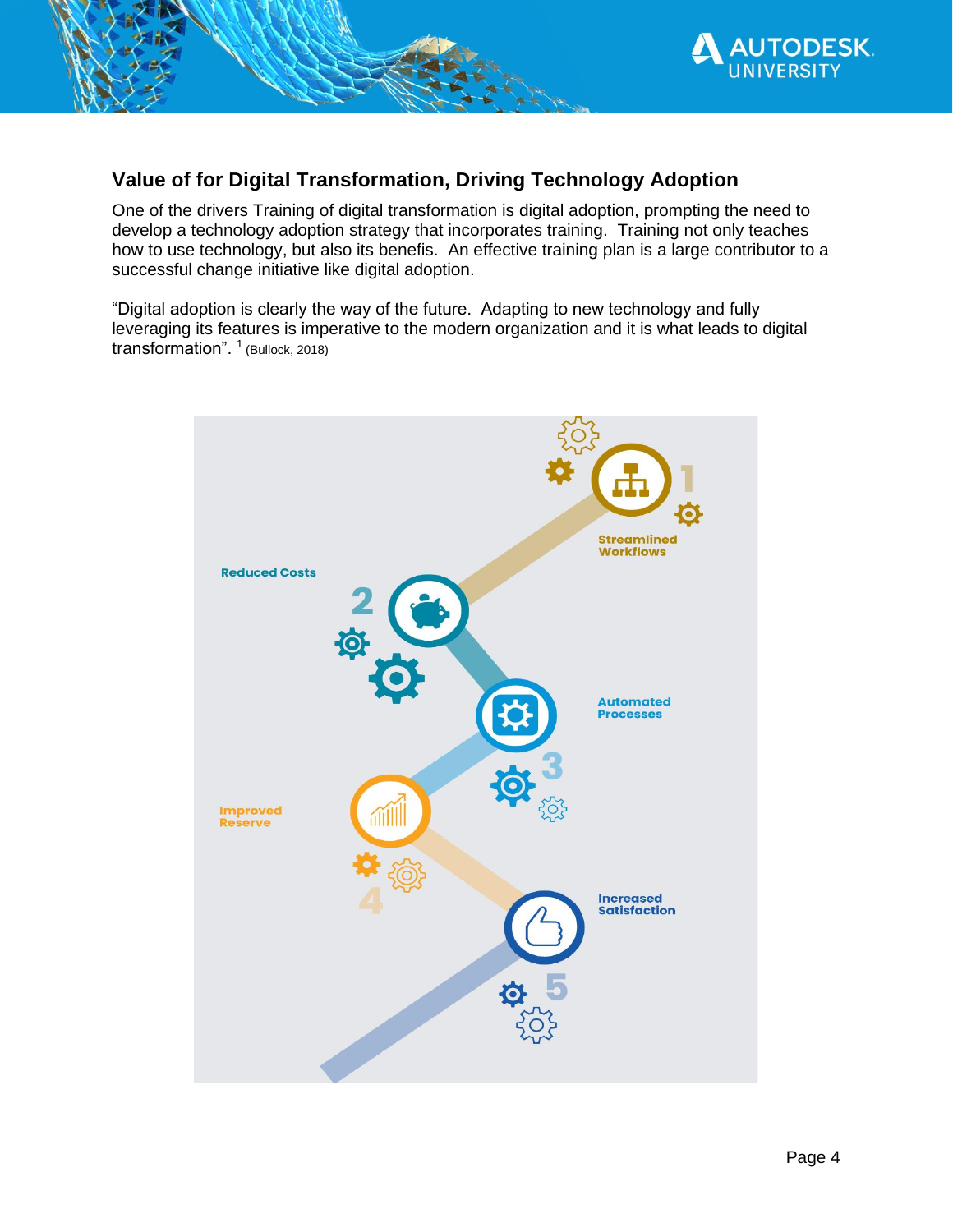## Value of for Digital Transformation, Driving Technology Adoption

One of the drivers Training of digital transformation is digital adoption, prompting the need to develop a technology adoption strategy that incorporates training. Training not only teaches how to use technology, but also its benefits. An effective training plan is a large contributor to a successful change initiative like digital adoption.

"Digital adoption is clearly the way of the future. Adapting to new technology and fully leveraging its features is imperative to the modern organization and it is what leads to digital transformation". [1] (Bullock, 2018)

1. Streamlined Workflows
2. Reduced Costs
3. Automated Processes
4. Improved Reserve
5. Increased Satisfaction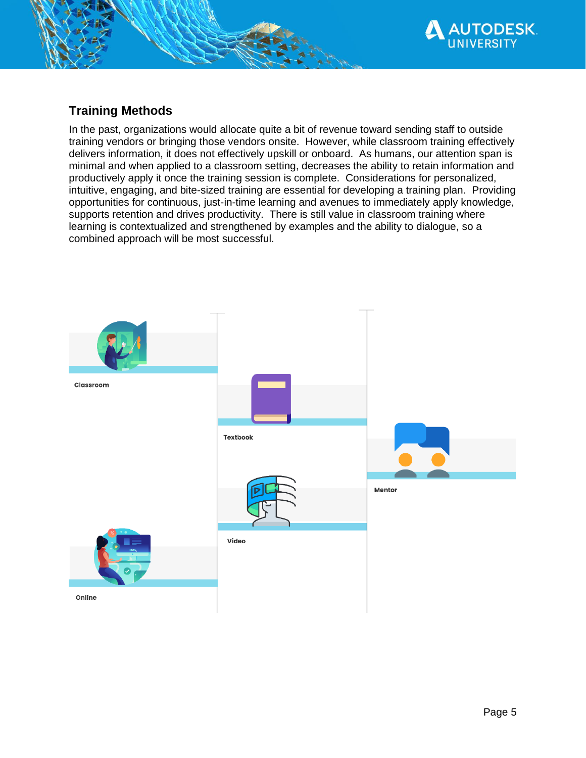## Training Methods

In the past, organizations would allocate quite a bit of revenue toward sending staff to outside training vendors or bringing those vendors onsite. However, while classroom training effectively delivers information, it does not effectively upskill or onboard. As humans, our attention span is minimal and when applied to a classroom setting, decreases the ability to retain information and productively apply it once the training session is complete. Considerations for personalized, intuitive, engaging, and bite-sized training are essential for developing a training plan. Providing opportunities for continuous, just-in-time learning and avenues to immediately apply knowledge, supports retention and drives productivity. There is still value in classroom training where learning is contextualized and strengthened by examples and the ability to dialogue, so a combined approach will be most successful.

Classroom

Textbook

Mentor

Video

Online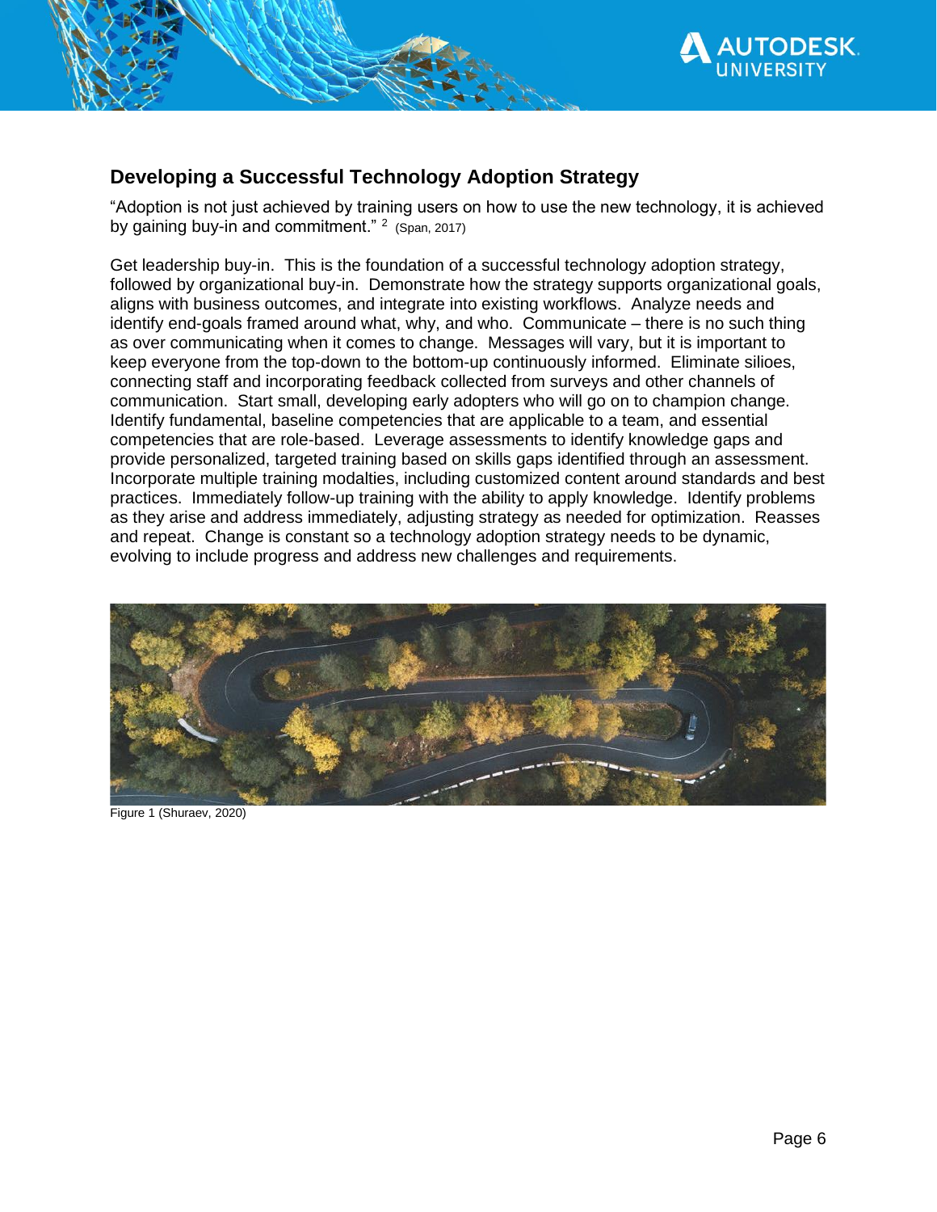## Developing a Successful Technology Adoption Strategy

"Adoption is not just achieved by training users on how to use the new technology, it is achieved by gaining buy-in and commitment." [2] (Span, 2017)

Get leadership buy-in. This is the foundation of a successful technology adoption strategy, followed by organizational buy-in. Demonstrate how the strategy supports organizational goals, aligns with business outcomes, and integrate into existing workflows. Analyze needs and identify end-goals framed around what, why, and who. Communicate – there is no such thing as over communicating when it comes to change. Messages will vary, but it is important to keep everyone from the top-down to the bottom-up continuously informed. Eliminate silioes, connecting staff and incorporating feedback collected from surveys and other channels of communication. Start small, developing early adopters who will go on to champion change. Identify fundamental, baseline competencies that are applicable to a team, and essential competencies that are role-based. Leverage assessments to identify knowledge gaps and provide personalized, targeted training based on skills gaps identified through an assessment. Incorporate multiple training modalties, including customized content around standards and best practices. Immediately follow-up training with the ability to apply knowledge. Identify problems as they arise and address immediately, adjusting strategy as needed for optimization. Reasses and repeat. Change is constant so a technology adoption strategy needs to be dynamic, evolving to include progress and address new challenges and requirements.

Figure 1 (Shuraev, 2020)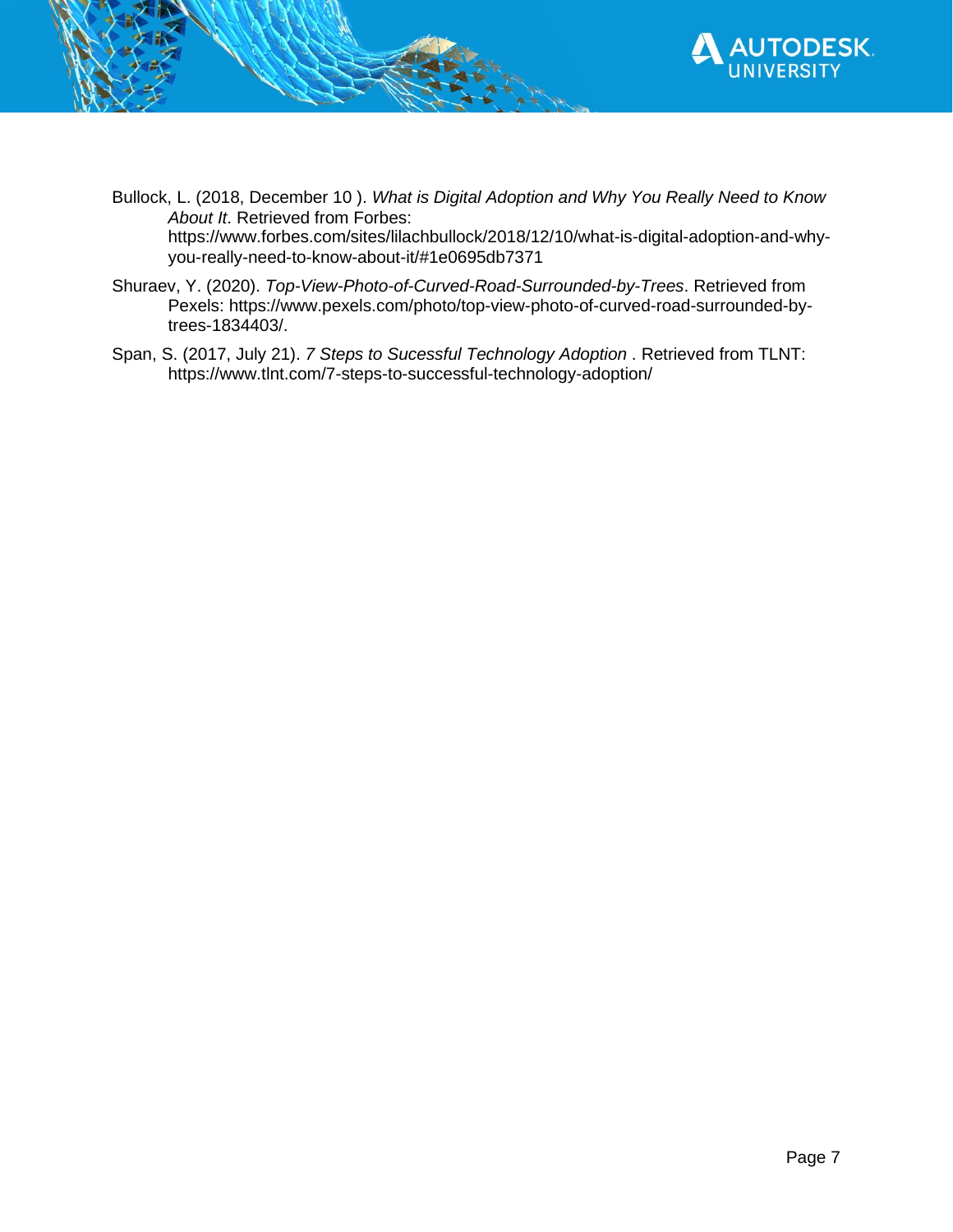Bullock, L. (2018, December 10 ). *What is Digital Adoption and Why You Really Need to Know About It*. Retrieved from Forbes: https://www.forbes.com/sites/lilachbullock/2018/12/10/what-is-digital-adoption-and-why-you-really-need-to-know-about-it/#1e0695db7371

Shuraev, Y. (2020). *Top-View-Photo-of-Curved-Road-Surrounded-by-Trees*. Retrieved from Pexels: https://www.pexels.com/photo/top-view-photo-of-curved-road-surrounded-by-trees-1834403/.

Span, S. (2017, July 21). *7 Steps to Sucessful Technology Adoption* . Retrieved from TLNT: https://www.tlnt.com/7-steps-to-successful-technology-adoption/